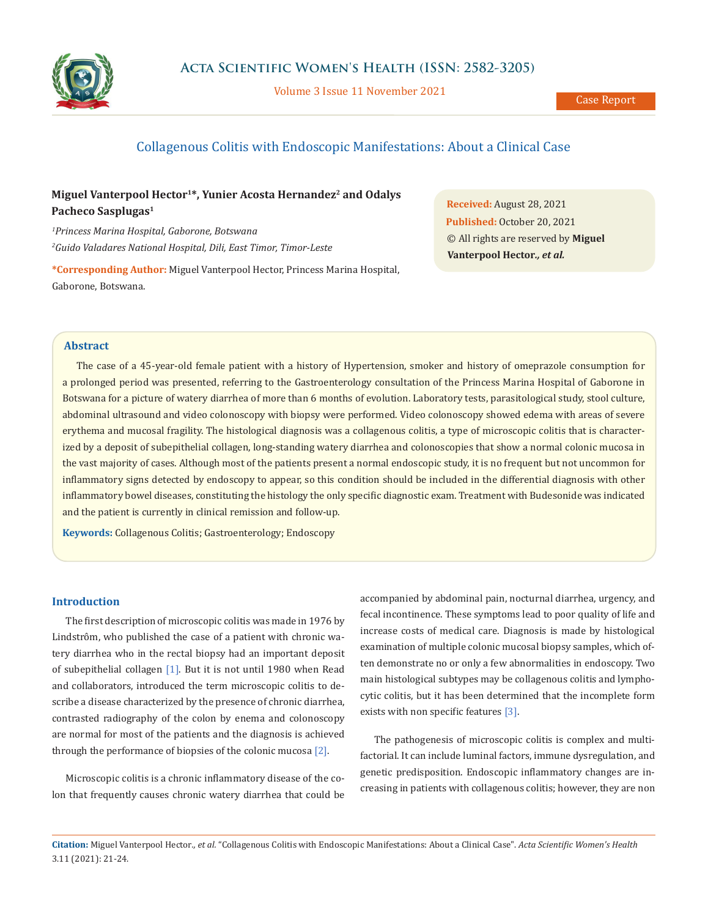Case Report

# Collagenous Colitis with Endoscopic Manifestations: About a Clinical Case

**Miguel Vanterpool Hector[1]*, Yunier Acosta Hernandez[2] and Odalys Pacheco Sasplugas[1]**

*[1]Princess Marina Hospital, Gaborone, Botswana*

*[2]Guido Valadares National Hospital, Dili, East Timor, Timor-Leste*

**\*Corresponding Author:** Miguel Vanterpool Hector, Princess Marina Hospital, Gaborone, Botswana.

**Received:** August 28, 2021
**Published:** October 20, 2021
© All rights are reserved by **Miguel Vanterpool Hector*., et al.***

## Abstract

The case of a 45-year-old female patient with a history of Hypertension, smoker and history of omeprazole consumption for a prolonged period was presented, referring to the Gastroenterology consultation of the Princess Marina Hospital of Gaborone in Botswana for a picture of watery diarrhea of more than 6 months of evolution. Laboratory tests, parasitological study, stool culture, abdominal ultrasound and video colonoscopy with biopsy were performed. Video colonoscopy showed edema with areas of severe erythema and mucosal fragility. The histological diagnosis was a collagenous colitis, a type of microscopic colitis that is characterized by a deposit of subepithelial collagen, long-standing watery diarrhea and colonoscopies that show a normal colonic mucosa in the vast majority of cases. Although most of the patients present a normal endoscopic study, it is no frequent but not uncommon for inflammatory signs detected by endoscopy to appear, so this condition should be included in the differential diagnosis with other inflammatory bowel diseases, constituting the histology the only specific diagnostic exam. Treatment with Budesonide was indicated and the patient is currently in clinical remission and follow-up.

**Keywords:** Collagenous Colitis; Gastroenterology; Endoscopy

## Introduction

The first description of microscopic colitis was made in 1976 by Lindstrôm, who published the case of a patient with chronic watery diarrhea who in the rectal biopsy had an important deposit of subepithelial collagen [1]. But it is not until 1980 when Read and collaborators, introduced the term microscopic colitis to describe a disease characterized by the presence of chronic diarrhea, contrasted radiography of the colon by enema and colonoscopy are normal for most of the patients and the diagnosis is achieved through the performance of biopsies of the colonic mucosa [2].

Microscopic colitis is a chronic inflammatory disease of the colon that frequently causes chronic watery diarrhea that could be accompanied by abdominal pain, nocturnal diarrhea, urgency, and fecal incontinence. These symptoms lead to poor quality of life and increase costs of medical care. Diagnosis is made by histological examination of multiple colonic mucosal biopsy samples, which often demonstrate no or only a few abnormalities in endoscopy. Two main histological subtypes may be collagenous colitis and lymphocytic colitis, but it has been determined that the incomplete form exists with non specific features [3].

The pathogenesis of microscopic colitis is complex and multifactorial. It can include luminal factors, immune dysregulation, and genetic predisposition. Endoscopic inflammatory changes are increasing in patients with collagenous colitis; however, they are non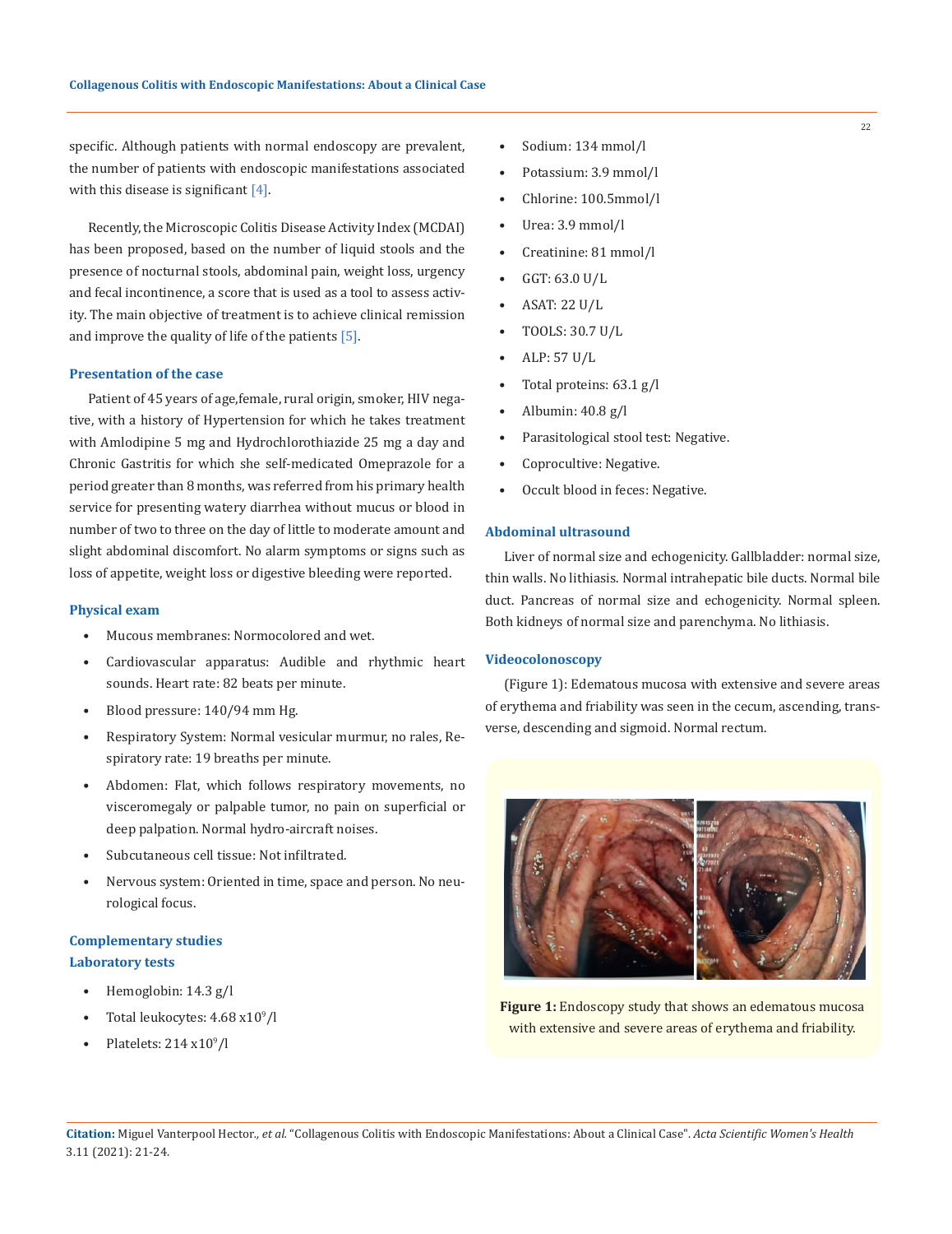specific. Although patients with normal endoscopy are prevalent, the number of patients with endoscopic manifestations associated with this disease is significant [4].

Recently, the Microscopic Colitis Disease Activity Index (MCDAI) has been proposed, based on the number of liquid stools and the presence of nocturnal stools, abdominal pain, weight loss, urgency and fecal incontinence, a score that is used as a tool to assess activity. The main objective of treatment is to achieve clinical remission and improve the quality of life of the patients [5].

## Presentation of the case

Patient of 45 years of age,female, rural origin, smoker, HIV negative, with a history of Hypertension for which he takes treatment with Amlodipine 5 mg and Hydrochlorothiazide 25 mg a day and Chronic Gastritis for which she self-medicated Omeprazole for a period greater than 8 months, was referred from his primary health service for presenting watery diarrhea without mucus or blood in number of two to three on the day of little to moderate amount and slight abdominal discomfort. No alarm symptoms or signs such as loss of appetite, weight loss or digestive bleeding were reported.

## Physical exam

- Mucous membranes: Normocolored and wet.
- Cardiovascular apparatus: Audible and rhythmic heart sounds. Heart rate: 82 beats per minute.
- Blood pressure: 140/94 mm Hg.
- Respiratory System: Normal vesicular murmur, no rales, Respiratory rate: 19 breaths per minute.
- Abdomen: Flat, which follows respiratory movements, no visceromegaly or palpable tumor, no pain on superficial or deep palpation. Normal hydro-aircraft noises.
- Subcutaneous cell tissue: Not infiltrated.
- Nervous system: Oriented in time, space and person. No neurological focus.

## Complementary studies

### Laboratory tests

- Hemoglobin: 14.3 g/l
- Total leukocytes: 4.68 x$10^9$/l
- Platelets: 214 x$10^9$/l
- Sodium: 134 mmol/l
- Potassium: 3.9 mmol/l
- Chlorine: 100.5mmol/l
- Urea: 3.9 mmol/l
- Creatinine: 81 mmol/l
- GGT: 63.0 U/L
- ASAT: 22 U/L
- TOOLS: 30.7 U/L
- ALP: 57 U/L
- Total proteins: 63.1 g/l
- Albumin: 40.8 g/l
- Parasitological stool test: Negative.
- Coprocultive: Negative.
- Occult blood in feces: Negative.

## Abdominal ultrasound

Liver of normal size and echogenicity. Gallbladder: normal size, thin walls. No lithiasis. Normal intrahepatic bile ducts. Normal bile duct. Pancreas of normal size and echogenicity. Normal spleen. Both kidneys of normal size and parenchyma. No lithiasis.

## Videocolonoscopy

(Figure 1): Edematous mucosa with extensive and severe areas of erythema and friability was seen in the cecum, ascending, transverse, descending and sigmoid. Normal rectum.

**Figure 1:** Endoscopy study that shows an edematous mucosa with extensive and severe areas of erythema and friability.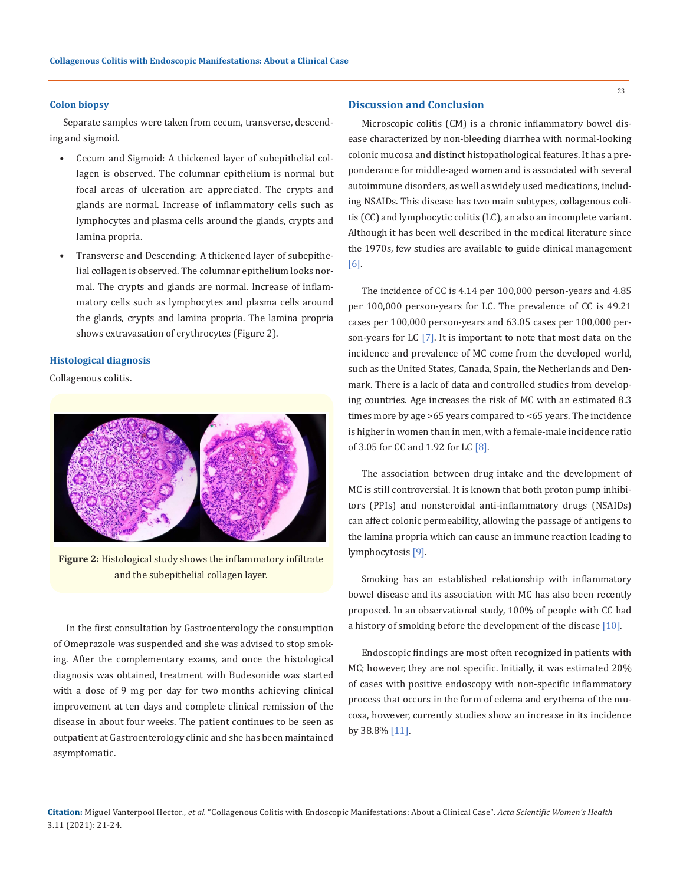### Colon biopsy

Separate samples were taken from cecum, transverse, descending and sigmoid.

- Cecum and Sigmoid: A thickened layer of subepithelial collagen is observed. The columnar epithelium is normal but focal areas of ulceration are appreciated. The crypts and glands are normal. Increase of inflammatory cells such as lymphocytes and plasma cells around the glands, crypts and lamina propria.
- Transverse and Descending: A thickened layer of subepithelial collagen is observed. The columnar epithelium looks normal. The crypts and glands are normal. Increase of inflammatory cells such as lymphocytes and plasma cells around the glands, crypts and lamina propria. The lamina propria shows extravasation of erythrocytes (Figure 2).

### Histological diagnosis

Collagenous colitis.

**Figure 2:** Histological study shows the inflammatory infiltrate and the subepithelial collagen layer.

In the first consultation by Gastroenterology the consumption of Omeprazole was suspended and she was advised to stop smoking. After the complementary exams, and once the histological diagnosis was obtained, treatment with Budesonide was started with a dose of 9 mg per day for two months achieving clinical improvement at ten days and complete clinical remission of the disease in about four weeks. The patient continues to be seen as outpatient at Gastroenterology clinic and she has been maintained asymptomatic.

## Discussion and Conclusion

Microscopic colitis (CM) is a chronic inflammatory bowel disease characterized by non-bleeding diarrhea with normal-looking colonic mucosa and distinct histopathological features. It has a preponderance for middle-aged women and is associated with several autoimmune disorders, as well as widely used medications, including NSAIDs. This disease has two main subtypes, collagenous colitis (CC) and lymphocytic colitis (LC), an also an incomplete variant. Although it has been well described in the medical literature since the 1970s, few studies are available to guide clinical management [6].

The incidence of CC is 4.14 per 100,000 person-years and 4.85 per 100,000 person-years for LC. The prevalence of CC is 49.21 cases per 100,000 person-years and 63.05 cases per 100,000 person-years for LC [7]. It is important to note that most data on the incidence and prevalence of MC come from the developed world, such as the United States, Canada, Spain, the Netherlands and Denmark. There is a lack of data and controlled studies from developing countries. Age increases the risk of MC with an estimated 8.3 times more by age >65 years compared to <65 years. The incidence is higher in women than in men, with a female-male incidence ratio of 3.05 for CC and 1.92 for LC [8].

The association between drug intake and the development of MC is still controversial. It is known that both proton pump inhibitors (PPIs) and nonsteroidal anti-inflammatory drugs (NSAIDs) can affect colonic permeability, allowing the passage of antigens to the lamina propria which can cause an immune reaction leading to lymphocytosis [9].

Smoking has an established relationship with inflammatory bowel disease and its association with MC has also been recently proposed. In an observational study, 100% of people with CC had a history of smoking before the development of the disease [10].

Endoscopic findings are most often recognized in patients with MC; however, they are not specific. Initially, it was estimated 20% of cases with positive endoscopy with non-specific inflammatory process that occurs in the form of edema and erythema of the mucosa, however, currently studies show an increase in its incidence by 38.8% [11].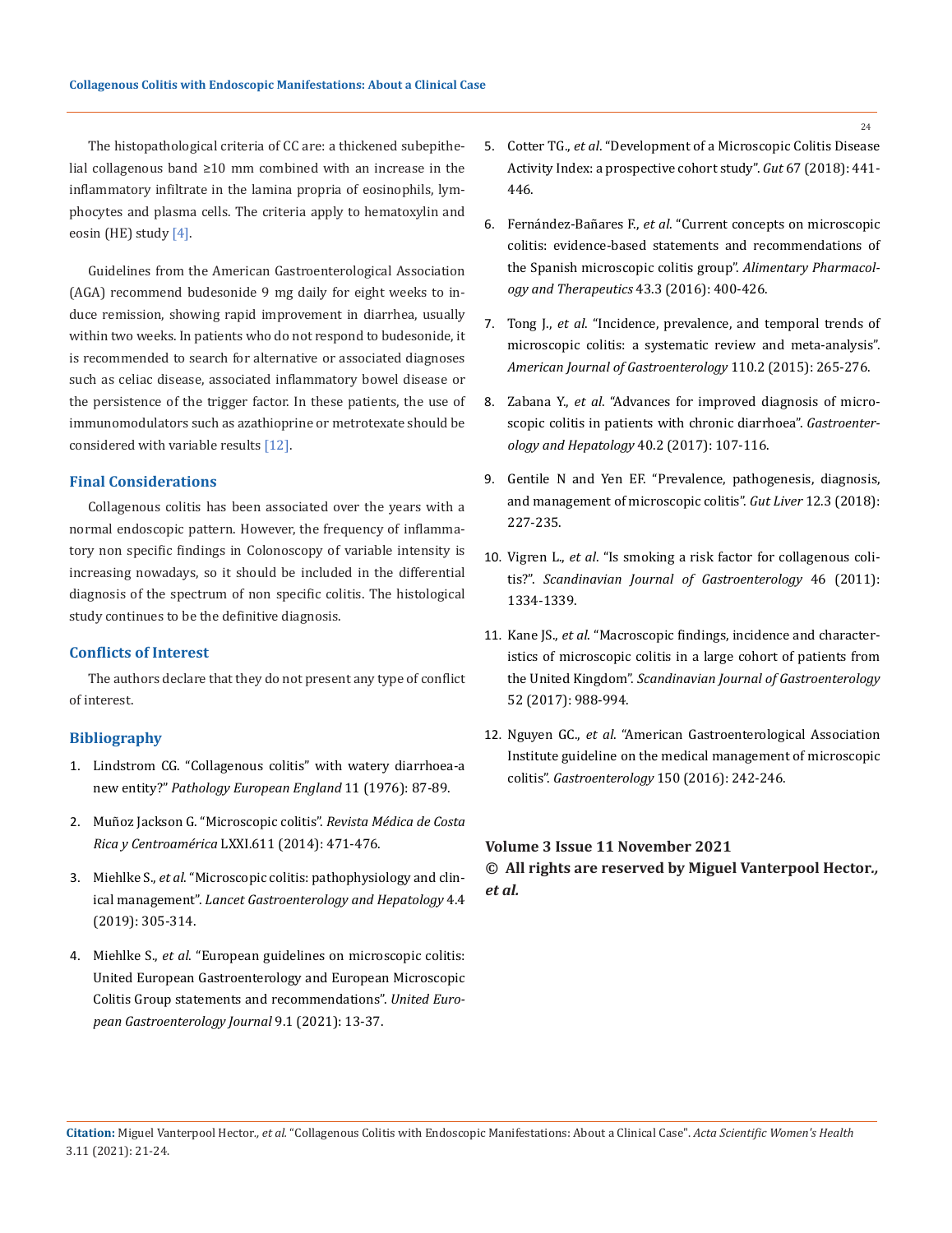The histopathological criteria of CC are: a thickened subepithelial collagenous band ≥10 mm combined with an increase in the inflammatory infiltrate in the lamina propria of eosinophils, lymphocytes and plasma cells. The criteria apply to hematoxylin and eosin (HE) study [4].

Guidelines from the American Gastroenterological Association (AGA) recommend budesonide 9 mg daily for eight weeks to induce remission, showing rapid improvement in diarrhea, usually within two weeks. In patients who do not respond to budesonide, it is recommended to search for alternative or associated diagnoses such as celiac disease, associated inflammatory bowel disease or the persistence of the trigger factor. In these patients, the use of immunomodulators such as azathioprine or metrotexate should be considered with variable results [12].

## Final Considerations

Collagenous colitis has been associated over the years with a normal endoscopic pattern. However, the frequency of inflammatory non specific findings in Colonoscopy of variable intensity is increasing nowadays, so it should be included in the differential diagnosis of the spectrum of non specific colitis. The histological study continues to be the definitive diagnosis.

## Conflicts of Interest

The authors declare that they do not present any type of conflict of interest.

## Bibliography

1. Lindstrom CG. "Collagenous colitis" with watery diarrhoea-a new entity?" *Pathology European England* 11 (1976): 87-89.
2. Muñoz Jackson G. "Microscopic colitis". *Revista Médica de Costa Rica y Centroamérica* LXXI.611 (2014): 471-476.
3. Miehlke S., *et al.* "Microscopic colitis: pathophysiology and clinical management". *Lancet Gastroenterology and Hepatology* 4.4 (2019): 305-314.
4. Miehlke S., *et al*. "European guidelines on microscopic colitis: United European Gastroenterology and European Microscopic Colitis Group statements and recommendations". *United European Gastroenterology Journal* 9.1 (2021): 13-37.
5. Cotter TG., *et al*. "Development of a Microscopic Colitis Disease Activity Index: a prospective cohort study". *Gut* 67 (2018): 441-446.
6. Fernández-Bañares F., *et al*. "Current concepts on microscopic colitis: evidence-based statements and recommendations of the Spanish microscopic colitis group". *Alimentary Pharmacology and Therapeutics* 43.3 (2016): 400-426.
7. Tong J., *et al*. "Incidence, prevalence, and temporal trends of microscopic colitis: a systematic review and meta-analysis". *American Journal of Gastroenterology* 110.2 (2015): 265-276.
8. Zabana Y., *et al*. "Advances for improved diagnosis of microscopic colitis in patients with chronic diarrhoea". *Gastroenterology and Hepatology* 40.2 (2017): 107-116.
9. Gentile N and Yen EF. "Prevalence, pathogenesis, diagnosis, and management of microscopic colitis". *Gut Liver* 12.3 (2018): 227-235.
10. Vigren L., *et al*. "Is smoking a risk factor for collagenous colitis?". *Scandinavian Journal of Gastroenterology* 46 (2011): 1334-1339.
11. Kane JS., *et al*. "Macroscopic findings, incidence and characteristics of microscopic colitis in a large cohort of patients from the United Kingdom". *Scandinavian Journal of Gastroenterology* 52 (2017): 988-994.
12. Nguyen GC., *et al*. "American Gastroenterological Association Institute guideline on the medical management of microscopic colitis". *Gastroenterology* 150 (2016): 242-246.

**Volume 3 Issue 11 November 2021**
**© All rights are reserved by Miguel Vanterpool Hector*., et al.***